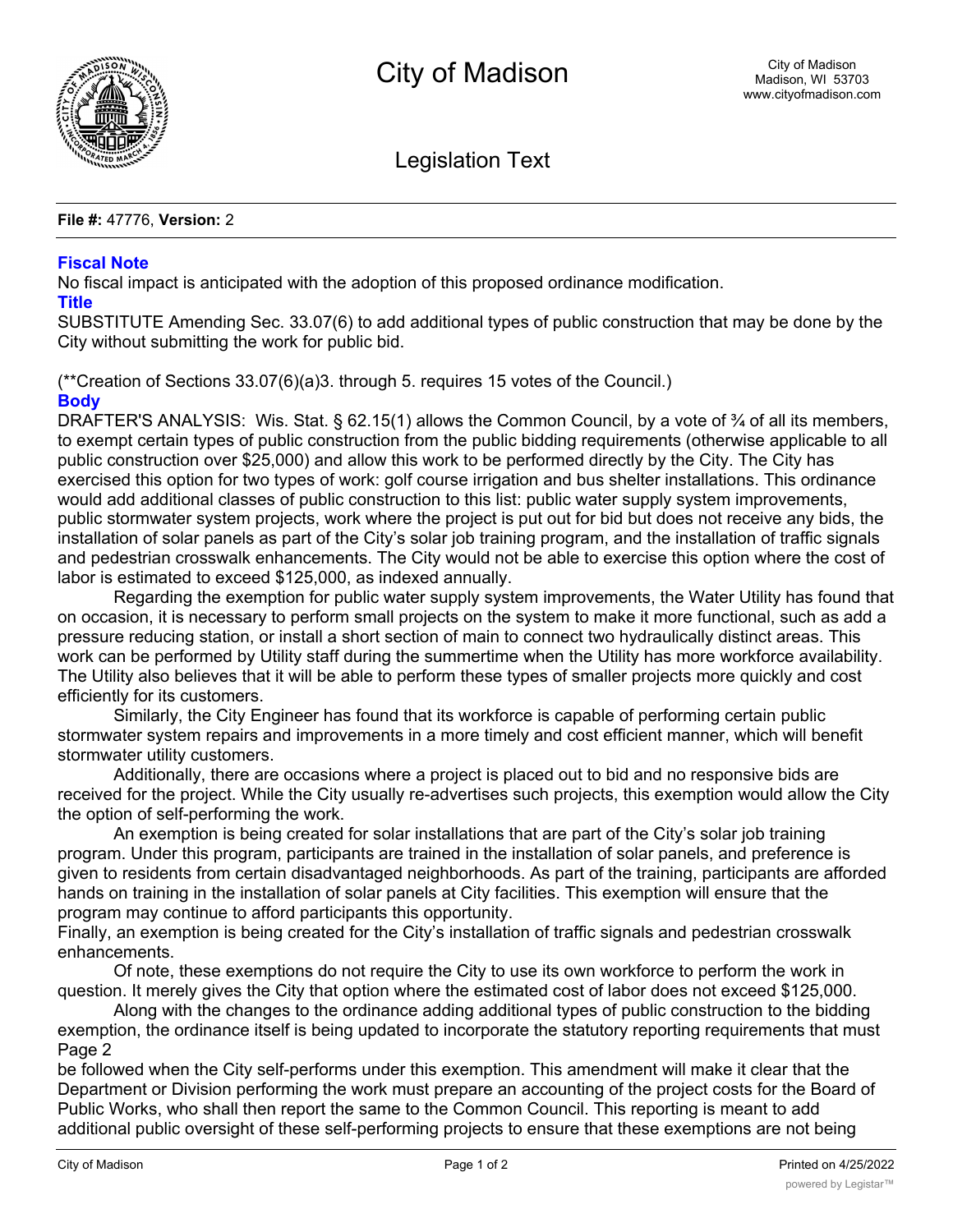# City of Madison

City of Madison
Madison, WI 53703
www.cityofmadison.com

## Legislation Text

**File #:** 47776, **Version:** 2

### Fiscal Note

No fiscal impact is anticipated with the adoption of this proposed ordinance modification.

### Title

SUBSTITUTE Amending Sec. 33.07(6) to add additional types of public construction that may be done by the City without submitting the work for public bid.

(**Creation of Sections 33.07(6)(a)3. through 5. requires 15 votes of the Council.)

### Body

DRAFTER'S ANALYSIS: Wis. Stat. § 62.15(1) allows the Common Council, by a vote of ¾ of all its members, to exempt certain types of public construction from the public bidding requirements (otherwise applicable to all public construction over $25,000) and allow this work to be performed directly by the City. The City has exercised this option for two types of work: golf course irrigation and bus shelter installations. This ordinance would add additional classes of public construction to this list: public water supply system improvements, public stormwater system projects, work where the project is put out for bid but does not receive any bids, the installation of solar panels as part of the City's solar job training program, and the installation of traffic signals and pedestrian crosswalk enhancements. The City would not be able to exercise this option where the cost of labor is estimated to exceed $125,000, as indexed annually.

Regarding the exemption for public water supply system improvements, the Water Utility has found that on occasion, it is necessary to perform small projects on the system to make it more functional, such as add a pressure reducing station, or install a short section of main to connect two hydraulically distinct areas. This work can be performed by Utility staff during the summertime when the Utility has more workforce availability. The Utility also believes that it will be able to perform these types of smaller projects more quickly and cost efficiently for its customers.

Similarly, the City Engineer has found that its workforce is capable of performing certain public stormwater system repairs and improvements in a more timely and cost efficient manner, which will benefit stormwater utility customers.

Additionally, there are occasions where a project is placed out to bid and no responsive bids are received for the project. While the City usually re-advertises such projects, this exemption would allow the City the option of self-performing the work.

An exemption is being created for solar installations that are part of the City's solar job training program. Under this program, participants are trained in the installation of solar panels, and preference is given to residents from certain disadvantaged neighborhoods. As part of the training, participants are afforded hands on training in the installation of solar panels at City facilities. This exemption will ensure that the program may continue to afford participants this opportunity.

Finally, an exemption is being created for the City's installation of traffic signals and pedestrian crosswalk enhancements.

Of note, these exemptions do not require the City to use its own workforce to perform the work in question. It merely gives the City that option where the estimated cost of labor does not exceed $125,000.

Along with the changes to the ordinance adding additional types of public construction to the bidding exemption, the ordinance itself is being updated to incorporate the statutory reporting requirements that must be followed when the City self-performs under this exemption. This amendment will make it clear that the Department or Division performing the work must prepare an accounting of the project costs for the Board of Public Works, who shall then report the same to the Common Council. This reporting is meant to add additional public oversight of these self-performing projects to ensure that these exemptions are not being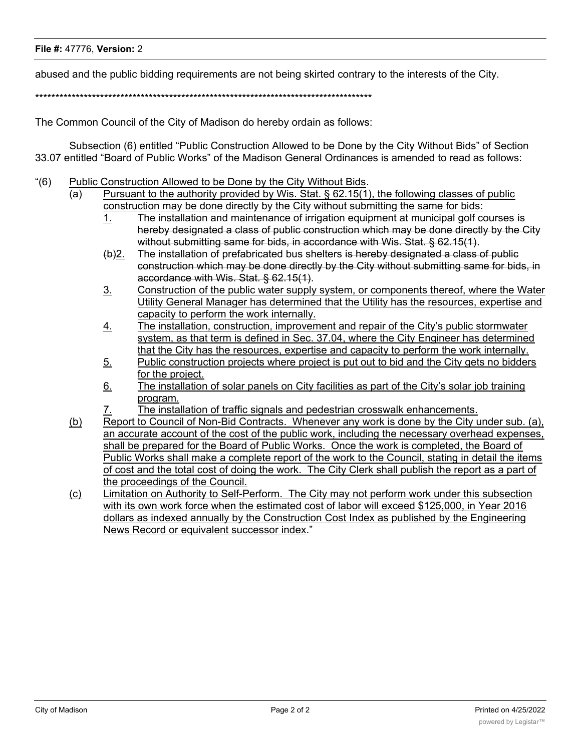abused and the public bidding requirements are not being skirted contrary to the interests of the City.

*************************************************************************************

The Common Council of the City of Madison do hereby ordain as follows:

Subsection (6) entitled "Public Construction Allowed to be Done by the City Without Bids" of Section 33.07 entitled "Board of Public Works" of the Madison General Ordinances is amended to read as follows:

"(6) Public Construction Allowed to be Done by the City Without Bids.

(a) Pursuant to the authority provided by Wis. Stat. § 62.15(1), the following classes of public construction may be done directly by the City without submitting the same for bids:

1. The installation and maintenance of irrigation equipment at municipal golf courses ~~is hereby designated a class of public construction which may be done directly by the City without submitting same for bids, in accordance with Wis. Stat. § 62.15(1)~~.

~~(b)~~2. The installation of prefabricated bus shelters ~~is hereby designated a class of public construction which may be done directly by the City without submitting same for bids, in accordance with Wis. Stat. § 62.15(1)~~.

3. Construction of the public water supply system, or components thereof, where the Water Utility General Manager has determined that the Utility has the resources, expertise and capacity to perform the work internally.

4. The installation, construction, improvement and repair of the City's public stormwater system, as that term is defined in Sec. 37.04, where the City Engineer has determined that the City has the resources, expertise and capacity to perform the work internally.

5. Public construction projects where project is put out to bid and the City gets no bidders for the project.

6. The installation of solar panels on City facilities as part of the City's solar job training program.

7. The installation of traffic signals and pedestrian crosswalk enhancements.

(b) Report to Council of Non-Bid Contracts. Whenever any work is done by the City under sub. (a), an accurate account of the cost of the public work, including the necessary overhead expenses, shall be prepared for the Board of Public Works. Once the work is completed, the Board of Public Works shall make a complete report of the work to the Council, stating in detail the items of cost and the total cost of doing the work. The City Clerk shall publish the report as a part of the proceedings of the Council.

(c) Limitation on Authority to Self-Perform. The City may not perform work under this subsection with its own work force when the estimated cost of labor will exceed $125,000, in Year 2016 dollars as indexed annually by the Construction Cost Index as published by the Engineering News Record or equivalent successor index."